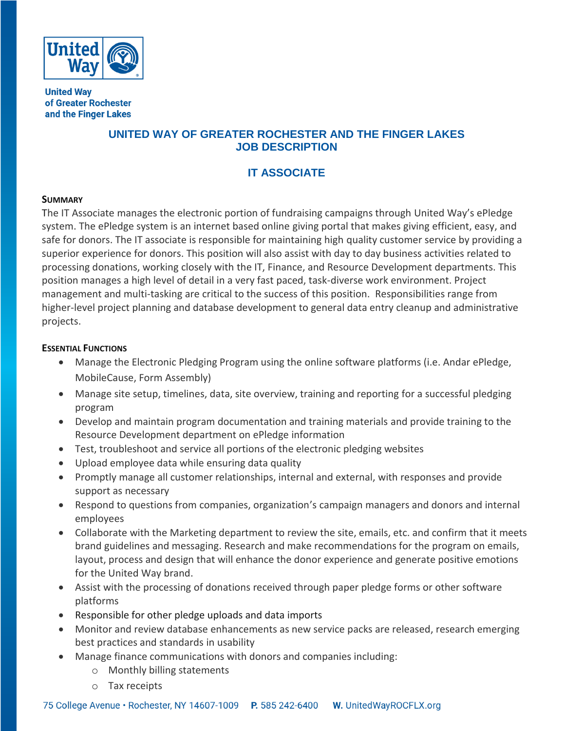United Way
of Greater Rochester
and the Finger Lakes

# UNITED WAY OF GREATER ROCHESTER AND THE FINGER LAKES JOB DESCRIPTION

## IT ASSOCIATE

### SUMMARY

The IT Associate manages the electronic portion of fundraising campaigns through United Way's ePledge system. The ePledge system is an internet based online giving portal that makes giving efficient, easy, and safe for donors. The IT associate is responsible for maintaining high quality customer service by providing a superior experience for donors. This position will also assist with day to day business activities related to processing donations, working closely with the IT, Finance, and Resource Development departments. This position manages a high level of detail in a very fast paced, task-diverse work environment. Project management and multi-tasking are critical to the success of this position. Responsibilities range from higher-level project planning and database development to general data entry cleanup and administrative projects.

### ESSENTIAL FUNCTIONS

- Manage the Electronic Pledging Program using the online software platforms (i.e. Andar ePledge, MobileCause, Form Assembly)
- Manage site setup, timelines, data, site overview, training and reporting for a successful pledging program
- Develop and maintain program documentation and training materials and provide training to the Resource Development department on ePledge information
- Test, troubleshoot and service all portions of the electronic pledging websites
- Upload employee data while ensuring data quality
- Promptly manage all customer relationships, internal and external, with responses and provide support as necessary
- Respond to questions from companies, organization's campaign managers and donors and internal employees
- Collaborate with the Marketing department to review the site, emails, etc. and confirm that it meets brand guidelines and messaging. Research and make recommendations for the program on emails, layout, process and design that will enhance the donor experience and generate positive emotions for the United Way brand.
- Assist with the processing of donations received through paper pledge forms or other software platforms
- Responsible for other pledge uploads and data imports
- Monitor and review database enhancements as new service packs are released, research emerging best practices and standards in usability
- Manage finance communications with donors and companies including:
  - Monthly billing statements
  - Tax receipts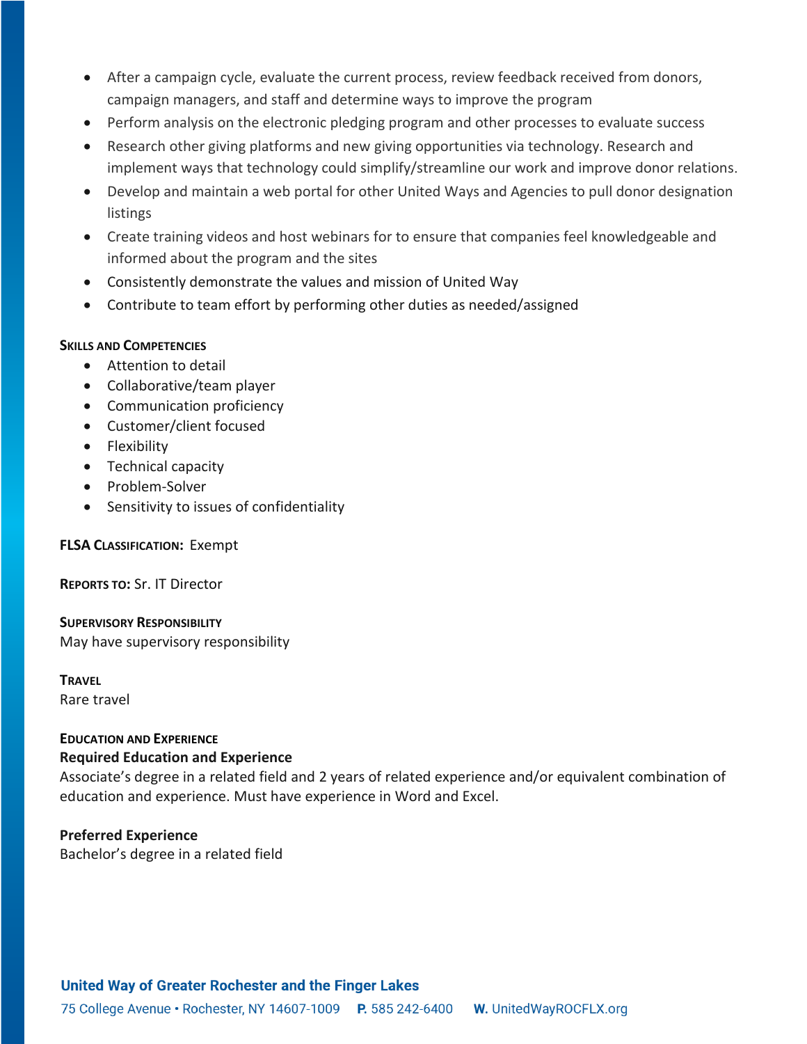- After a campaign cycle, evaluate the current process, review feedback received from donors, campaign managers, and staff and determine ways to improve the program
- Perform analysis on the electronic pledging program and other processes to evaluate success
- Research other giving platforms and new giving opportunities via technology. Research and implement ways that technology could simplify/streamline our work and improve donor relations.
- Develop and maintain a web portal for other United Ways and Agencies to pull donor designation listings
- Create training videos and host webinars for to ensure that companies feel knowledgeable and informed about the program and the sites
- Consistently demonstrate the values and mission of United Way
- Contribute to team effort by performing other duties as needed/assigned

**Skills and Competencies**

- Attention to detail
- Collaborative/team player
- Communication proficiency
- Customer/client focused
- Flexibility
- Technical capacity
- Problem-Solver
- Sensitivity to issues of confidentiality

**FLSA Classification:** Exempt

**Reports to:** Sr. IT Director

**Supervisory Responsibility**

May have supervisory responsibility

**Travel**

Rare travel

**Education and Experience**

**Required Education and Experience**

Associate's degree in a related field and 2 years of related experience and/or equivalent combination of education and experience. Must have experience in Word and Excel.

**Preferred Experience**

Bachelor's degree in a related field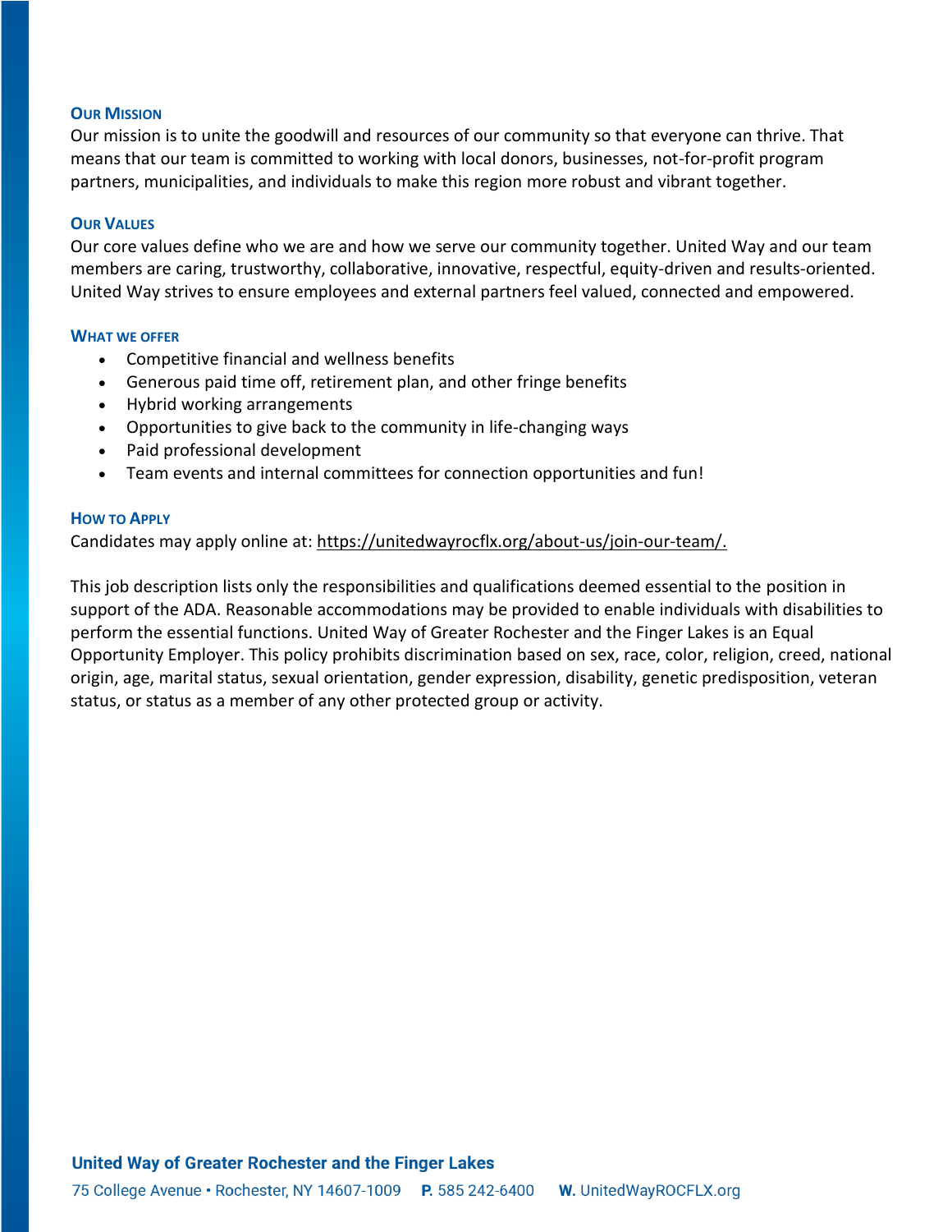### Our Mission

Our mission is to unite the goodwill and resources of our community so that everyone can thrive. That means that our team is committed to working with local donors, businesses, not-for-profit program partners, municipalities, and individuals to make this region more robust and vibrant together.

### Our Values

Our core values define who we are and how we serve our community together. United Way and our team members are caring, trustworthy, collaborative, innovative, respectful, equity-driven and results-oriented. United Way strives to ensure employees and external partners feel valued, connected and empowered.

### What we offer

- Competitive financial and wellness benefits
- Generous paid time off, retirement plan, and other fringe benefits
- Hybrid working arrangements
- Opportunities to give back to the community in life-changing ways
- Paid professional development
- Team events and internal committees for connection opportunities and fun!

### How to Apply

Candidates may apply online at: https://unitedwayrocflx.org/about-us/join-our-team/.

This job description lists only the responsibilities and qualifications deemed essential to the position in support of the ADA. Reasonable accommodations may be provided to enable individuals with disabilities to perform the essential functions. United Way of Greater Rochester and the Finger Lakes is an Equal Opportunity Employer. This policy prohibits discrimination based on sex, race, color, religion, creed, national origin, age, marital status, sexual orientation, gender expression, disability, genetic predisposition, veteran status, or status as a member of any other protected group or activity.

**United Way of Greater Rochester and the Finger Lakes**

75 College Avenue • Rochester, NY 14607-1009 **P.** 585 242-6400 **W.** UnitedWayROCFLX.org